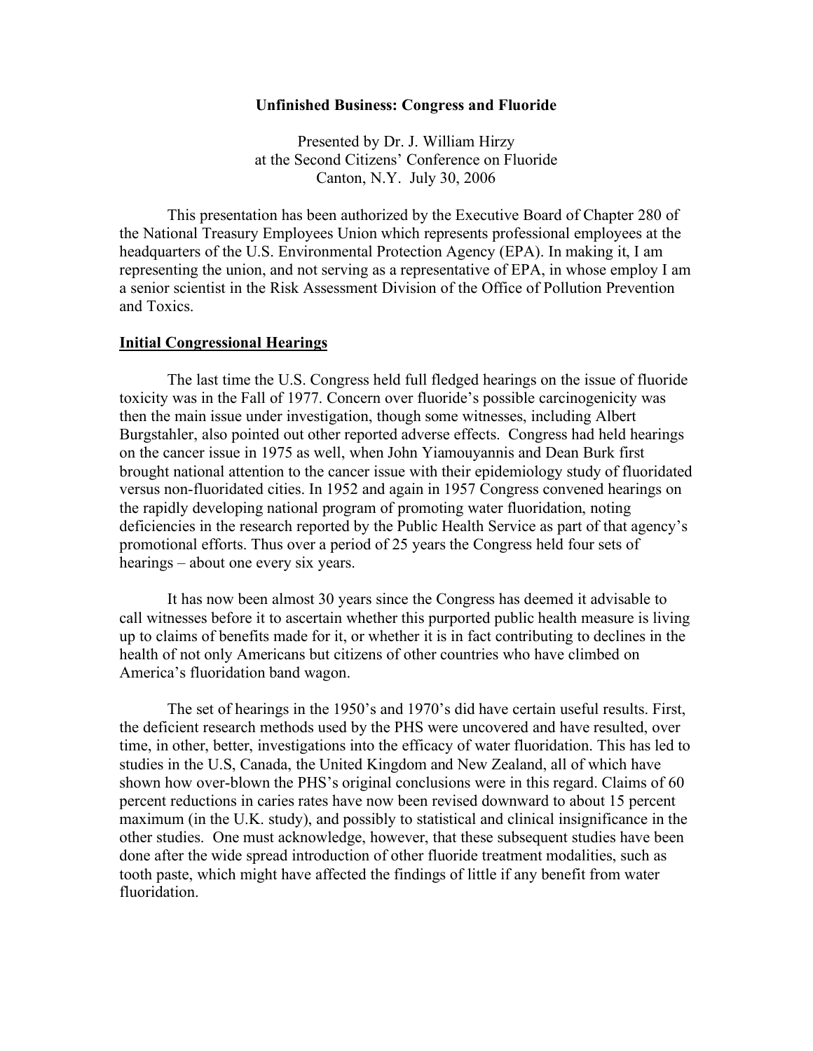**Unfinished Business: Congress and Fluoride**

Presented by Dr. J. William Hirzy
at the Second Citizens' Conference on Fluoride
Canton, N.Y. July 30, 2006

This presentation has been authorized by the Executive Board of Chapter 280 of the National Treasury Employees Union which represents professional employees at the headquarters of the U.S. Environmental Protection Agency (EPA). In making it, I am representing the union, and not serving as a representative of EPA, in whose employ I am a senior scientist in the Risk Assessment Division of the Office of Pollution Prevention and Toxics.

## Initial Congressional Hearings

The last time the U.S. Congress held full fledged hearings on the issue of fluoride toxicity was in the Fall of 1977. Concern over fluoride's possible carcinogenicity was then the main issue under investigation, though some witnesses, including Albert Burgstahler, also pointed out other reported adverse effects. Congress had held hearings on the cancer issue in 1975 as well, when John Yiamouyannis and Dean Burk first brought national attention to the cancer issue with their epidemiology study of fluoridated versus non-fluoridated cities. In 1952 and again in 1957 Congress convened hearings on the rapidly developing national program of promoting water fluoridation, noting deficiencies in the research reported by the Public Health Service as part of that agency's promotional efforts. Thus over a period of 25 years the Congress held four sets of hearings – about one every six years.

It has now been almost 30 years since the Congress has deemed it advisable to call witnesses before it to ascertain whether this purported public health measure is living up to claims of benefits made for it, or whether it is in fact contributing to declines in the health of not only Americans but citizens of other countries who have climbed on America's fluoridation band wagon.

The set of hearings in the 1950's and 1970's did have certain useful results. First, the deficient research methods used by the PHS were uncovered and have resulted, over time, in other, better, investigations into the efficacy of water fluoridation. This has led to studies in the U.S, Canada, the United Kingdom and New Zealand, all of which have shown how over-blown the PHS's original conclusions were in this regard. Claims of 60 percent reductions in caries rates have now been revised downward to about 15 percent maximum (in the U.K. study), and possibly to statistical and clinical insignificance in the other studies. One must acknowledge, however, that these subsequent studies have been done after the wide spread introduction of other fluoride treatment modalities, such as tooth paste, which might have affected the findings of little if any benefit from water fluoridation.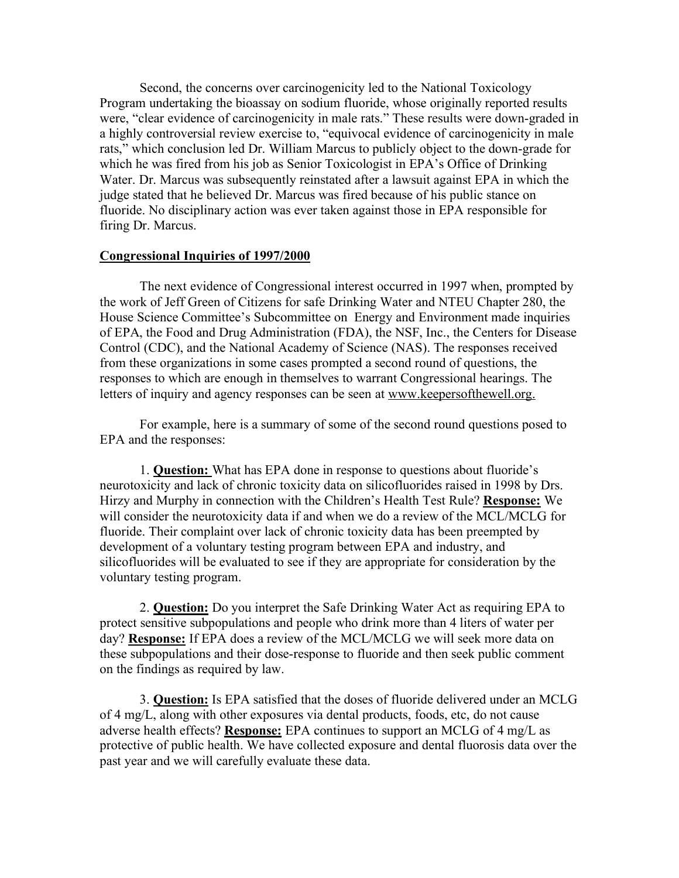Second, the concerns over carcinogenicity led to the National Toxicology Program undertaking the bioassay on sodium fluoride, whose originally reported results were, "clear evidence of carcinogenicity in male rats." These results were down-graded in a highly controversial review exercise to, "equivocal evidence of carcinogenicity in male rats," which conclusion led Dr. William Marcus to publicly object to the down-grade for which he was fired from his job as Senior Toxicologist in EPA's Office of Drinking Water. Dr. Marcus was subsequently reinstated after a lawsuit against EPA in which the judge stated that he believed Dr. Marcus was fired because of his public stance on fluoride. No disciplinary action was ever taken against those in EPA responsible for firing Dr. Marcus.

## Congressional Inquiries of 1997/2000

The next evidence of Congressional interest occurred in 1997 when, prompted by the work of Jeff Green of Citizens for safe Drinking Water and NTEU Chapter 280, the House Science Committee's Subcommittee on Energy and Environment made inquiries of EPA, the Food and Drug Administration (FDA), the NSF, Inc., the Centers for Disease Control (CDC), and the National Academy of Science (NAS). The responses received from these organizations in some cases prompted a second round of questions, the responses to which are enough in themselves to warrant Congressional hearings. The letters of inquiry and agency responses can be seen at www.keepersofthewell.org.

For example, here is a summary of some of the second round questions posed to EPA and the responses:

1. **Question:** What has EPA done in response to questions about fluoride's neurotoxicity and lack of chronic toxicity data on silicofluorides raised in 1998 by Drs. Hirzy and Murphy in connection with the Children's Health Test Rule? **Response:** We will consider the neurotoxicity data if and when we do a review of the MCL/MCLG for fluoride. Their complaint over lack of chronic toxicity data has been preempted by development of a voluntary testing program between EPA and industry, and silicofluorides will be evaluated to see if they are appropriate for consideration by the voluntary testing program.

2. **Question:** Do you interpret the Safe Drinking Water Act as requiring EPA to protect sensitive subpopulations and people who drink more than 4 liters of water per day? **Response:** If EPA does a review of the MCL/MCLG we will seek more data on these subpopulations and their dose-response to fluoride and then seek public comment on the findings as required by law.

3. **Question:** Is EPA satisfied that the doses of fluoride delivered under an MCLG of 4 mg/L, along with other exposures via dental products, foods, etc, do not cause adverse health effects? **Response:** EPA continues to support an MCLG of 4 mg/L as protective of public health. We have collected exposure and dental fluorosis data over the past year and we will carefully evaluate these data.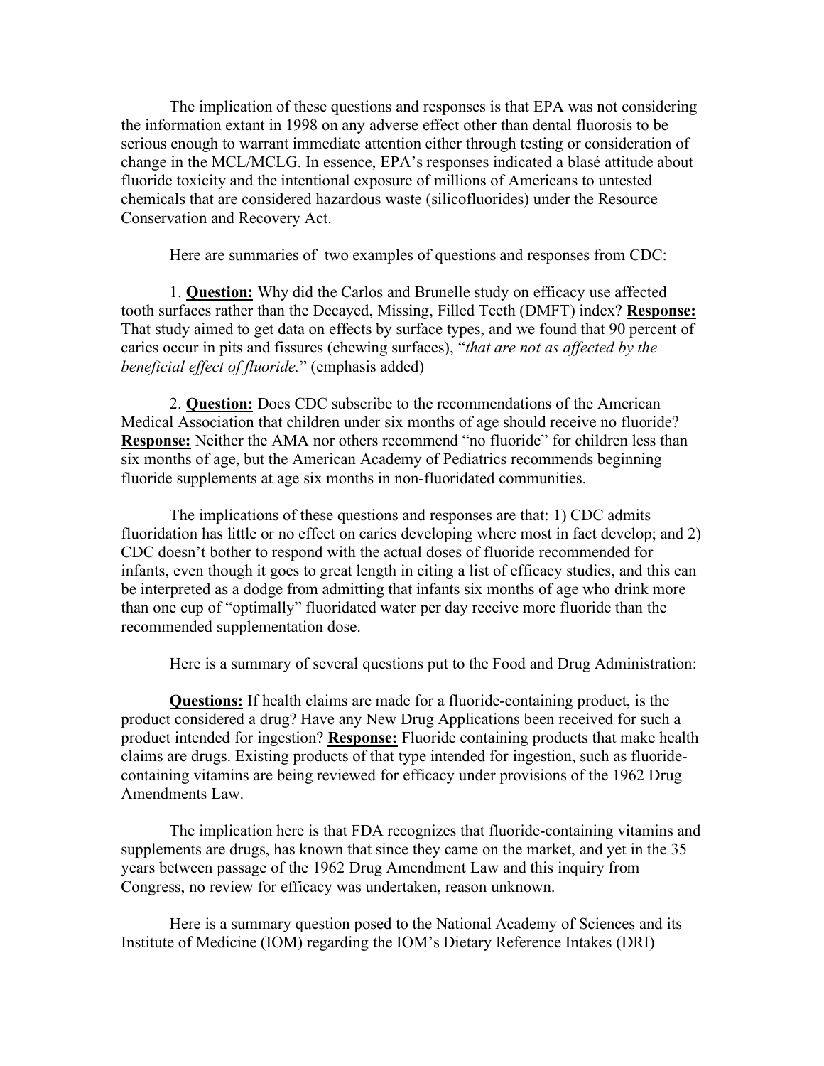The implication of these questions and responses is that EPA was not considering the information extant in 1998 on any adverse effect other than dental fluorosis to be serious enough to warrant immediate attention either through testing or consideration of change in the MCL/MCLG. In essence, EPA's responses indicated a blasé attitude about fluoride toxicity and the intentional exposure of millions of Americans to untested chemicals that are considered hazardous waste (silicofluorides) under the Resource Conservation and Recovery Act.

Here are summaries of two examples of questions and responses from CDC:

1. **Question:** Why did the Carlos and Brunelle study on efficacy use affected tooth surfaces rather than the Decayed, Missing, Filled Teeth (DMFT) index? **Response:** That study aimed to get data on effects by surface types, and we found that 90 percent of caries occur in pits and fissures (chewing surfaces), "*that are not as affected by the beneficial effect of fluoride.*" (emphasis added)

2. **Question:** Does CDC subscribe to the recommendations of the American Medical Association that children under six months of age should receive no fluoride? **Response:** Neither the AMA nor others recommend "no fluoride" for children less than six months of age, but the American Academy of Pediatrics recommends beginning fluoride supplements at age six months in non-fluoridated communities.

The implications of these questions and responses are that: 1) CDC admits fluoridation has little or no effect on caries developing where most in fact develop; and 2) CDC doesn't bother to respond with the actual doses of fluoride recommended for infants, even though it goes to great length in citing a list of efficacy studies, and this can be interpreted as a dodge from admitting that infants six months of age who drink more than one cup of "optimally" fluoridated water per day receive more fluoride than the recommended supplementation dose.

Here is a summary of several questions put to the Food and Drug Administration:

**Questions:** If health claims are made for a fluoride-containing product, is the product considered a drug? Have any New Drug Applications been received for such a product intended for ingestion? **Response:** Fluoride containing products that make health claims are drugs. Existing products of that type intended for ingestion, such as fluoride-containing vitamins are being reviewed for efficacy under provisions of the 1962 Drug Amendments Law.

The implication here is that FDA recognizes that fluoride-containing vitamins and supplements are drugs, has known that since they came on the market, and yet in the 35 years between passage of the 1962 Drug Amendment Law and this inquiry from Congress, no review for efficacy was undertaken, reason unknown.

Here is a summary question posed to the National Academy of Sciences and its Institute of Medicine (IOM) regarding the IOM's Dietary Reference Intakes (DRI)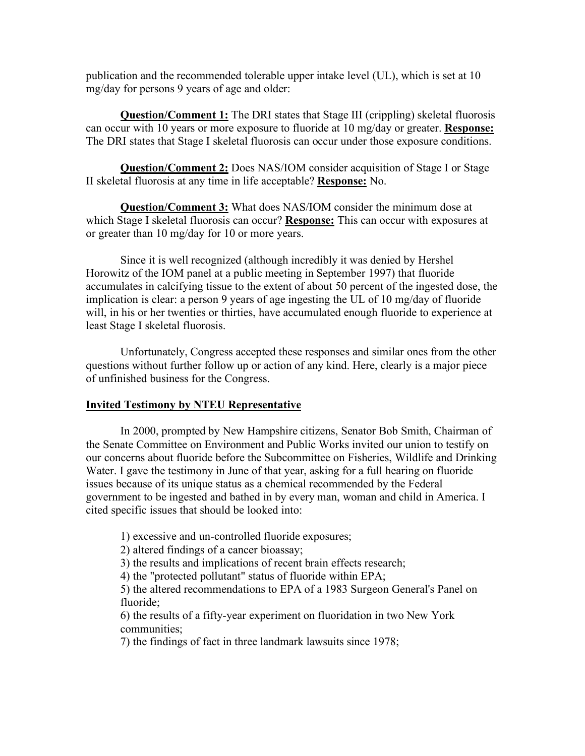publication and the recommended tolerable upper intake level (UL), which is set at 10 mg/day for persons 9 years of age and older:

**Question/Comment 1:** The DRI states that Stage III (crippling) skeletal fluorosis can occur with 10 years or more exposure to fluoride at 10 mg/day or greater. **Response:** The DRI states that Stage I skeletal fluorosis can occur under those exposure conditions.

**Question/Comment 2:** Does NAS/IOM consider acquisition of Stage I or Stage II skeletal fluorosis at any time in life acceptable? **Response:** No.

**Question/Comment 3:** What does NAS/IOM consider the minimum dose at which Stage I skeletal fluorosis can occur? **Response:** This can occur with exposures at or greater than 10 mg/day for 10 or more years.

Since it is well recognized (although incredibly it was denied by Hershel Horowitz of the IOM panel at a public meeting in September 1997) that fluoride accumulates in calcifying tissue to the extent of about 50 percent of the ingested dose, the implication is clear: a person 9 years of age ingesting the UL of 10 mg/day of fluoride will, in his or her twenties or thirties, have accumulated enough fluoride to experience at least Stage I skeletal fluorosis.

Unfortunately, Congress accepted these responses and similar ones from the other questions without further follow up or action of any kind. Here, clearly is a major piece of unfinished business for the Congress.

## Invited Testimony by NTEU Representative

In 2000, prompted by New Hampshire citizens, Senator Bob Smith, Chairman of the Senate Committee on Environment and Public Works invited our union to testify on our concerns about fluoride before the Subcommittee on Fisheries, Wildlife and Drinking Water. I gave the testimony in June of that year, asking for a full hearing on fluoride issues because of its unique status as a chemical recommended by the Federal government to be ingested and bathed in by every man, woman and child in America. I cited specific issues that should be looked into:

1) excessive and un-controlled fluoride exposures;
2) altered findings of a cancer bioassay;
3) the results and implications of recent brain effects research;
4) the "protected pollutant" status of fluoride within EPA;
5) the altered recommendations to EPA of a 1983 Surgeon General's Panel on fluoride;
6) the results of a fifty-year experiment on fluoridation in two New York communities;
7) the findings of fact in three landmark lawsuits since 1978;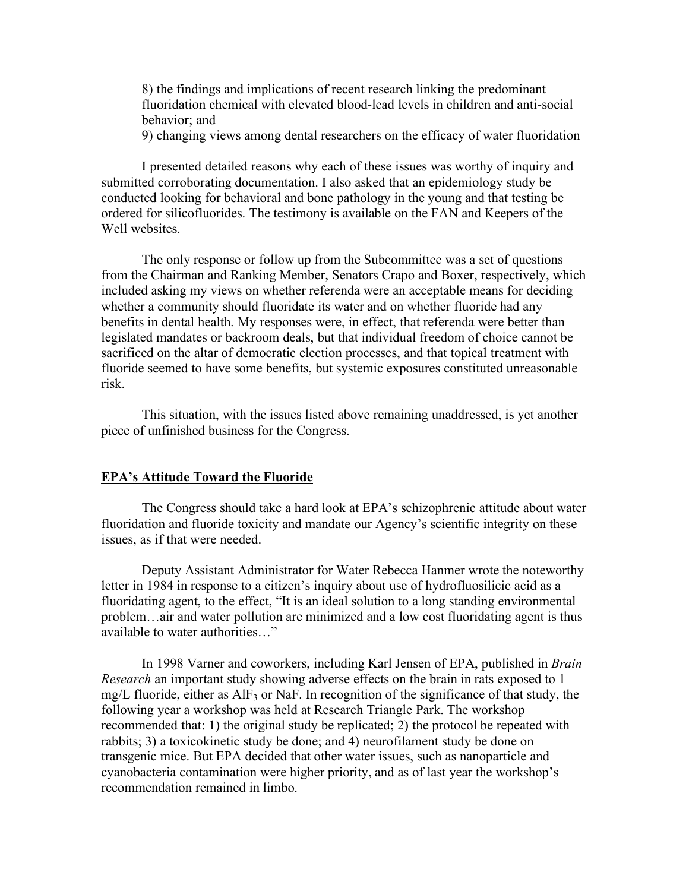8) the findings and implications of recent research linking the predominant fluoridation chemical with elevated blood-lead levels in children and anti-social behavior; and

9) changing views among dental researchers on the efficacy of water fluoridation

I presented detailed reasons why each of these issues was worthy of inquiry and submitted corroborating documentation. I also asked that an epidemiology study be conducted looking for behavioral and bone pathology in the young and that testing be ordered for silicofluorides. The testimony is available on the FAN and Keepers of the Well websites.

The only response or follow up from the Subcommittee was a set of questions from the Chairman and Ranking Member, Senators Crapo and Boxer, respectively, which included asking my views on whether referenda were an acceptable means for deciding whether a community should fluoridate its water and on whether fluoride had any benefits in dental health. My responses were, in effect, that referenda were better than legislated mandates or backroom deals, but that individual freedom of choice cannot be sacrificed on the altar of democratic election processes, and that topical treatment with fluoride seemed to have some benefits, but systemic exposures constituted unreasonable risk.

This situation, with the issues listed above remaining unaddressed, is yet another piece of unfinished business for the Congress.

## EPA's Attitude Toward the Fluoride

The Congress should take a hard look at EPA's schizophrenic attitude about water fluoridation and fluoride toxicity and mandate our Agency's scientific integrity on these issues, as if that were needed.

Deputy Assistant Administrator for Water Rebecca Hanmer wrote the noteworthy letter in 1984 in response to a citizen's inquiry about use of hydrofluosilicic acid as a fluoridating agent, to the effect, "It is an ideal solution to a long standing environmental problem…air and water pollution are minimized and a low cost fluoridating agent is thus available to water authorities…"

In 1998 Varner and coworkers, including Karl Jensen of EPA, published in *Brain Research* an important study showing adverse effects on the brain in rats exposed to 1 mg/L fluoride, either as $AlF_3$ or NaF. In recognition of the significance of that study, the following year a workshop was held at Research Triangle Park. The workshop recommended that: 1) the original study be replicated; 2) the protocol be repeated with rabbits; 3) a toxicokinetic study be done; and 4) neurofilament study be done on transgenic mice. But EPA decided that other water issues, such as nanoparticle and cyanobacteria contamination were higher priority, and as of last year the workshop's recommendation remained in limbo.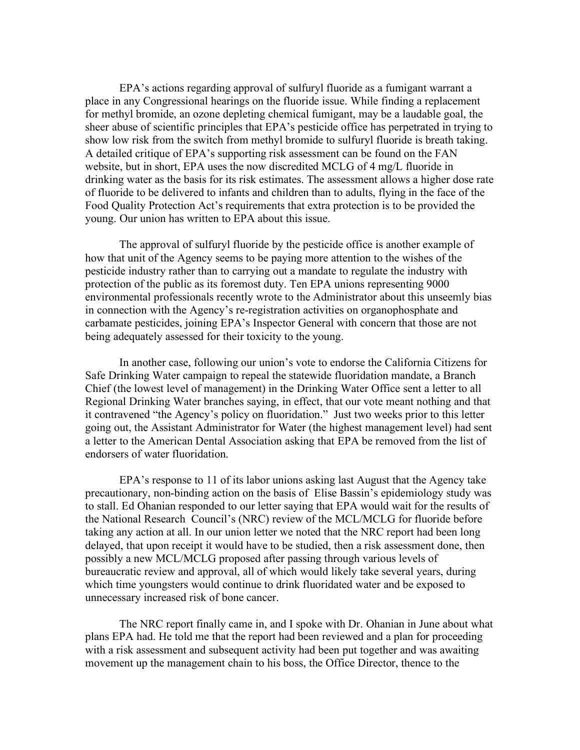EPA's actions regarding approval of sulfuryl fluoride as a fumigant warrant a place in any Congressional hearings on the fluoride issue. While finding a replacement for methyl bromide, an ozone depleting chemical fumigant, may be a laudable goal, the sheer abuse of scientific principles that EPA's pesticide office has perpetrated in trying to show low risk from the switch from methyl bromide to sulfuryl fluoride is breath taking. A detailed critique of EPA's supporting risk assessment can be found on the FAN website, but in short, EPA uses the now discredited MCLG of 4 mg/L fluoride in drinking water as the basis for its risk estimates. The assessment allows a higher dose rate of fluoride to be delivered to infants and children than to adults, flying in the face of the Food Quality Protection Act's requirements that extra protection is to be provided the young. Our union has written to EPA about this issue.

The approval of sulfuryl fluoride by the pesticide office is another example of how that unit of the Agency seems to be paying more attention to the wishes of the pesticide industry rather than to carrying out a mandate to regulate the industry with protection of the public as its foremost duty. Ten EPA unions representing 9000 environmental professionals recently wrote to the Administrator about this unseemly bias in connection with the Agency's re-registration activities on organophosphate and carbamate pesticides, joining EPA's Inspector General with concern that those are not being adequately assessed for their toxicity to the young.

In another case, following our union's vote to endorse the California Citizens for Safe Drinking Water campaign to repeal the statewide fluoridation mandate, a Branch Chief (the lowest level of management) in the Drinking Water Office sent a letter to all Regional Drinking Water branches saying, in effect, that our vote meant nothing and that it contravened "the Agency's policy on fluoridation." Just two weeks prior to this letter going out, the Assistant Administrator for Water (the highest management level) had sent a letter to the American Dental Association asking that EPA be removed from the list of endorsers of water fluoridation.

EPA's response to 11 of its labor unions asking last August that the Agency take precautionary, non-binding action on the basis of Elise Bassin's epidemiology study was to stall. Ed Ohanian responded to our letter saying that EPA would wait for the results of the National Research Council's (NRC) review of the MCL/MCLG for fluoride before taking any action at all. In our union letter we noted that the NRC report had been long delayed, that upon receipt it would have to be studied, then a risk assessment done, then possibly a new MCL/MCLG proposed after passing through various levels of bureaucratic review and approval, all of which would likely take several years, during which time youngsters would continue to drink fluoridated water and be exposed to unnecessary increased risk of bone cancer.

The NRC report finally came in, and I spoke with Dr. Ohanian in June about what plans EPA had. He told me that the report had been reviewed and a plan for proceeding with a risk assessment and subsequent activity had been put together and was awaiting movement up the management chain to his boss, the Office Director, thence to the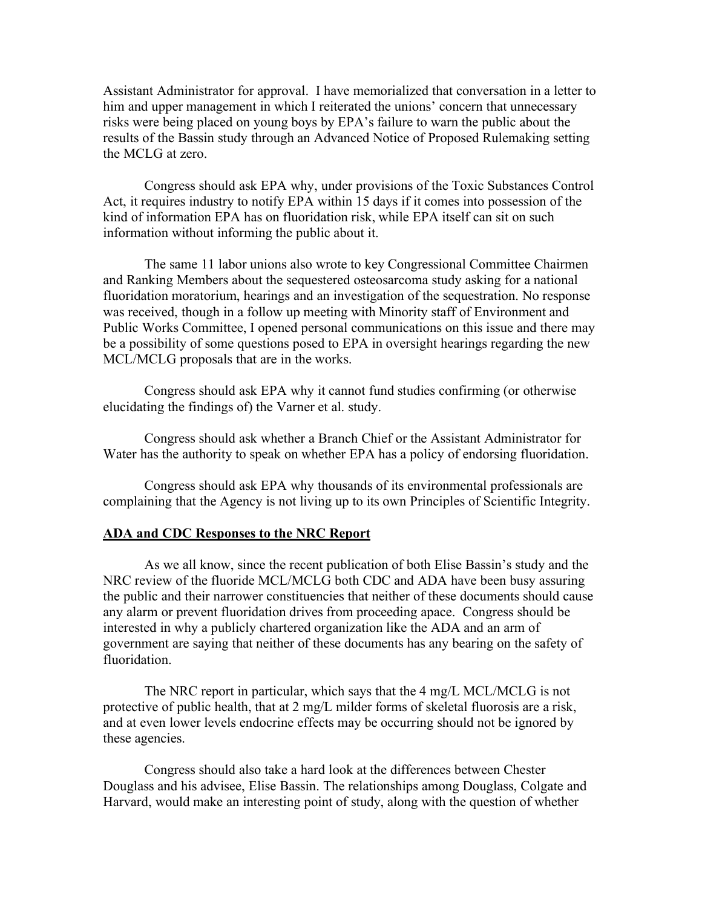Assistant Administrator for approval. I have memorialized that conversation in a letter to him and upper management in which I reiterated the unions' concern that unnecessary risks were being placed on young boys by EPA's failure to warn the public about the results of the Bassin study through an Advanced Notice of Proposed Rulemaking setting the MCLG at zero.

Congress should ask EPA why, under provisions of the Toxic Substances Control Act, it requires industry to notify EPA within 15 days if it comes into possession of the kind of information EPA has on fluoridation risk, while EPA itself can sit on such information without informing the public about it.

The same 11 labor unions also wrote to key Congressional Committee Chairmen and Ranking Members about the sequestered osteosarcoma study asking for a national fluoridation moratorium, hearings and an investigation of the sequestration. No response was received, though in a follow up meeting with Minority staff of Environment and Public Works Committee, I opened personal communications on this issue and there may be a possibility of some questions posed to EPA in oversight hearings regarding the new MCL/MCLG proposals that are in the works.

Congress should ask EPA why it cannot fund studies confirming (or otherwise elucidating the findings of) the Varner et al. study.

Congress should ask whether a Branch Chief or the Assistant Administrator for Water has the authority to speak on whether EPA has a policy of endorsing fluoridation.

Congress should ask EPA why thousands of its environmental professionals are complaining that the Agency is not living up to its own Principles of Scientific Integrity.

**ADA and CDC Responses to the NRC Report**

As we all know, since the recent publication of both Elise Bassin's study and the NRC review of the fluoride MCL/MCLG both CDC and ADA have been busy assuring the public and their narrower constituencies that neither of these documents should cause any alarm or prevent fluoridation drives from proceeding apace. Congress should be interested in why a publicly chartered organization like the ADA and an arm of government are saying that neither of these documents has any bearing on the safety of fluoridation.

The NRC report in particular, which says that the 4 mg/L MCL/MCLG is not protective of public health, that at 2 mg/L milder forms of skeletal fluorosis are a risk, and at even lower levels endocrine effects may be occurring should not be ignored by these agencies.

Congress should also take a hard look at the differences between Chester Douglass and his advisee, Elise Bassin. The relationships among Douglass, Colgate and Harvard, would make an interesting point of study, along with the question of whether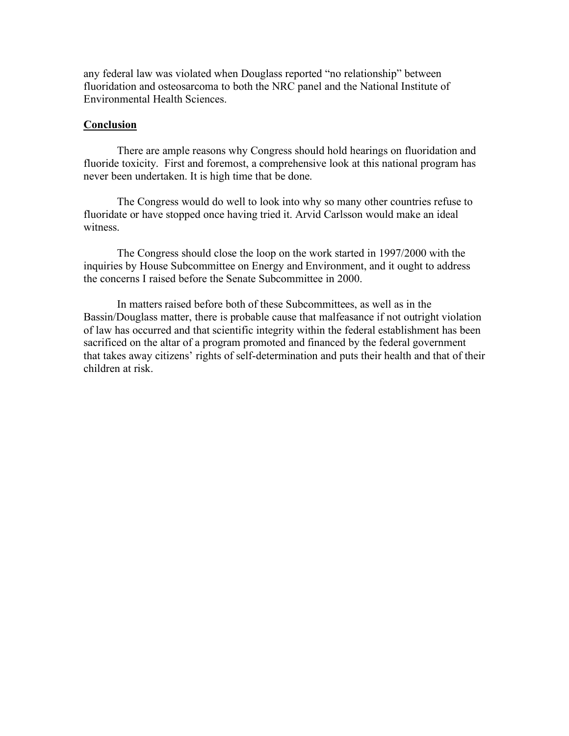any federal law was violated when Douglass reported "no relationship" between fluoridation and osteosarcoma to both the NRC panel and the National Institute of Environmental Health Sciences.

## Conclusion

There are ample reasons why Congress should hold hearings on fluoridation and fluoride toxicity. First and foremost, a comprehensive look at this national program has never been undertaken. It is high time that be done.

The Congress would do well to look into why so many other countries refuse to fluoridate or have stopped once having tried it. Arvid Carlsson would make an ideal witness.

The Congress should close the loop on the work started in 1997/2000 with the inquiries by House Subcommittee on Energy and Environment, and it ought to address the concerns I raised before the Senate Subcommittee in 2000.

In matters raised before both of these Subcommittees, as well as in the Bassin/Douglass matter, there is probable cause that malfeasance if not outright violation of law has occurred and that scientific integrity within the federal establishment has been sacrificed on the altar of a program promoted and financed by the federal government that takes away citizens' rights of self-determination and puts their health and that of their children at risk.